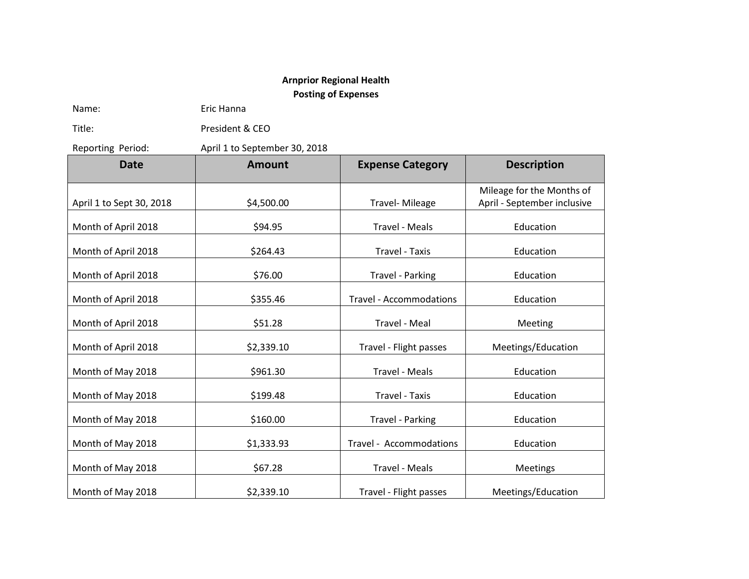**Arnprior Regional Health**
**Posting of Expenses**

Name: Eric Hanna

Title: President & CEO

Reporting Period: April 1 to September 30, 2018

| Date | Amount | Expense Category | Description |
|---|---|---|---|
| April 1 to Sept 30, 2018 | $4,500.00 | Travel- Mileage | Mileage for the Months of April - September inclusive |
| Month of April 2018 | $94.95 | Travel - Meals | Education |
| Month of April 2018 | $264.43 | Travel - Taxis | Education |
| Month of April 2018 | $76.00 | Travel - Parking | Education |
| Month of April 2018 | $355.46 | Travel - Accommodations | Education |
| Month of April 2018 | $51.28 | Travel - Meal | Meeting |
| Month of April 2018 | $2,339.10 | Travel - Flight passes | Meetings/Education |
| Month of May 2018 | $961.30 | Travel - Meals | Education |
| Month of May 2018 | $199.48 | Travel - Taxis | Education |
| Month of May 2018 | $160.00 | Travel - Parking | Education |
| Month of May 2018 | $1,333.93 | Travel - Accommodations | Education |
| Month of May 2018 | $67.28 | Travel - Meals | Meetings |
| Month of May 2018 | $2,339.10 | Travel - Flight passes | Meetings/Education |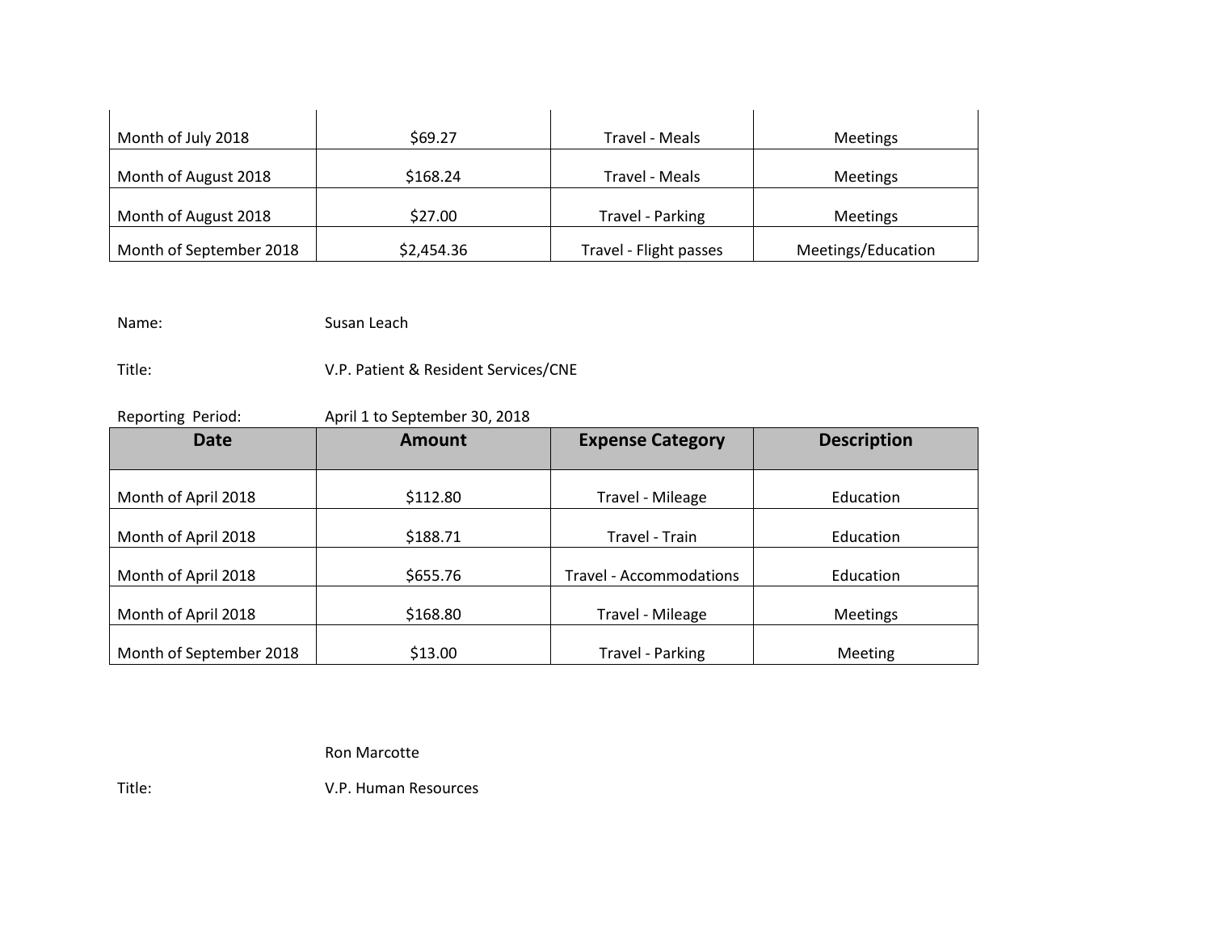| Month of July 2018 | $69.27 | Travel - Meals | Meetings |
|---|---|---|---|
| Month of August 2018 | $168.24 | Travel - Meals | Meetings |
| Month of August 2018 | $27.00 | Travel - Parking | Meetings |
| Month of September 2018 | $2,454.36 | Travel - Flight passes | Meetings/Education |

Name: Susan Leach

Title: V.P. Patient & Resident Services/CNE

Reporting Period: April 1 to September 30, 2018

| Date | Amount | Expense Category | Description |
|---|---|---|---|
| Month of April 2018 | $112.80 | Travel - Mileage | Education |
| Month of April 2018 | $188.71 | Travel - Train | Education |
| Month of April 2018 | $655.76 | Travel - Accommodations | Education |
| Month of April 2018 | $168.80 | Travel - Mileage | Meetings |
| Month of September 2018 | $13.00 | Travel - Parking | Meeting |

Ron Marcotte

Title: V.P. Human Resources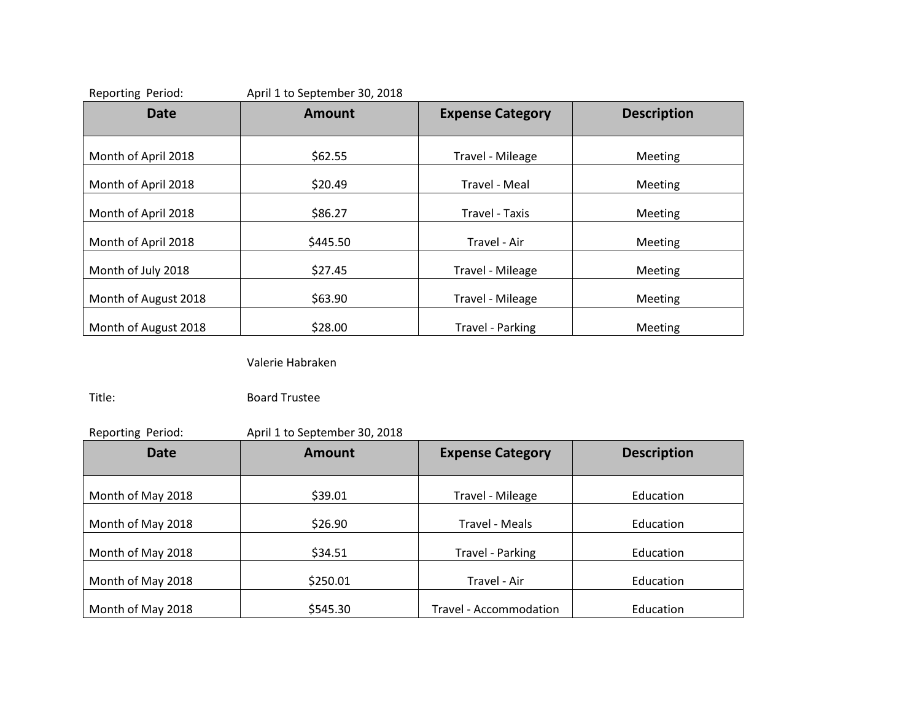Reporting Period: April 1 to September 30, 2018

| Date | Amount | Expense Category | Description |
|---|---|---|---|
| Month of April 2018 | $62.55 | Travel - Mileage | Meeting |
| Month of April 2018 | $20.49 | Travel - Meal | Meeting |
| Month of April 2018 | $86.27 | Travel - Taxis | Meeting |
| Month of April 2018 | $445.50 | Travel - Air | Meeting |
| Month of July 2018 | $27.45 | Travel - Mileage | Meeting |
| Month of August 2018 | $63.90 | Travel - Mileage | Meeting |
| Month of August 2018 | $28.00 | Travel - Parking | Meeting |

Valerie Habraken

Title: Board Trustee

Reporting Period: April 1 to September 30, 2018

| Date | Amount | Expense Category | Description |
|---|---|---|---|
| Month of May 2018 | $39.01 | Travel - Mileage | Education |
| Month of May 2018 | $26.90 | Travel - Meals | Education |
| Month of May 2018 | $34.51 | Travel - Parking | Education |
| Month of May 2018 | $250.01 | Travel - Air | Education |
| Month of May 2018 | $545.30 | Travel - Accommodation | Education |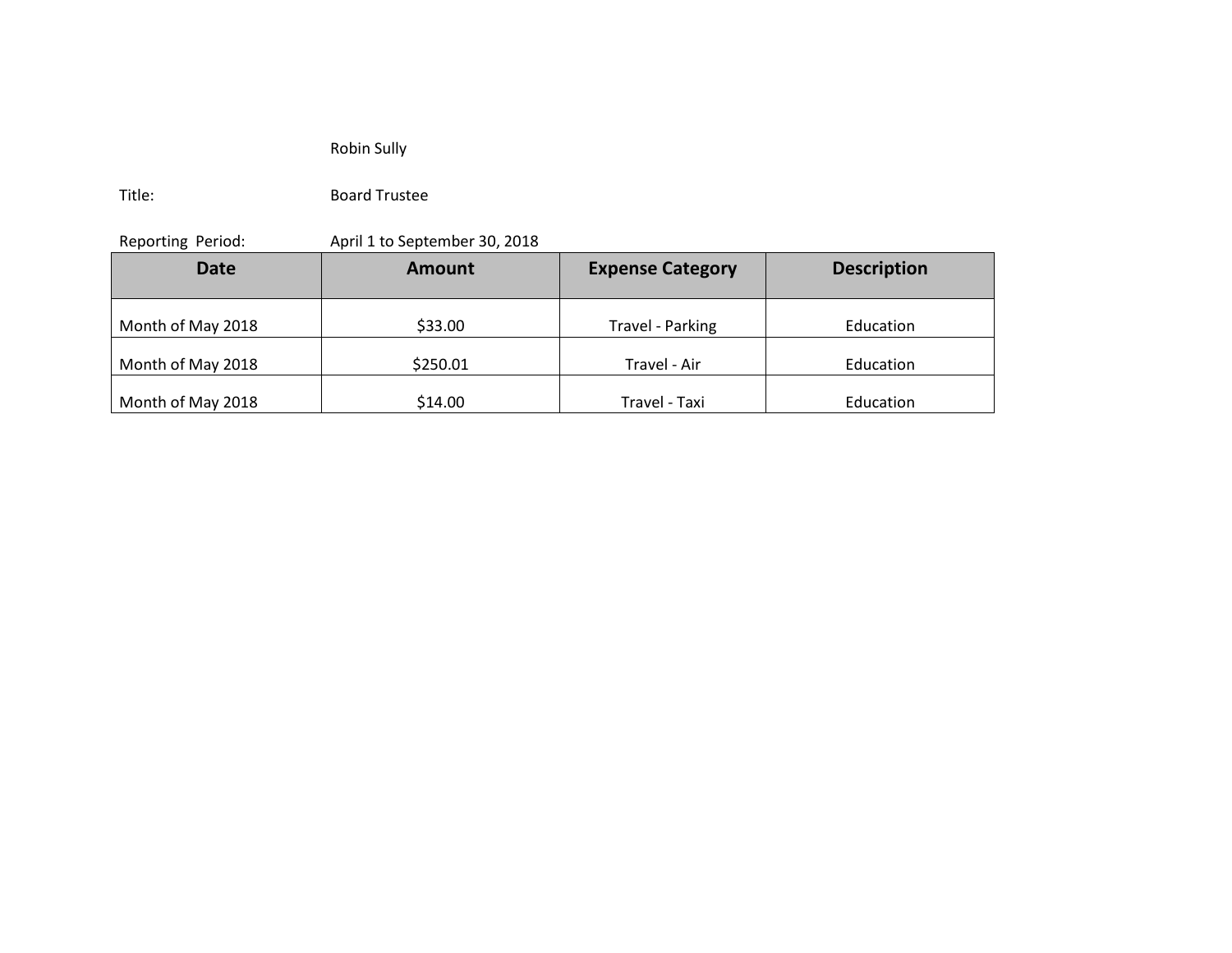Robin Sully

Title: Board Trustee

Reporting Period: April 1 to September 30, 2018

| Date | Amount | Expense Category | Description |
|---|---|---|---|
| Month of May 2018 | $33.00 | Travel - Parking | Education |
| Month of May 2018 | $250.01 | Travel - Air | Education |
| Month of May 2018 | $14.00 | Travel - Taxi | Education |